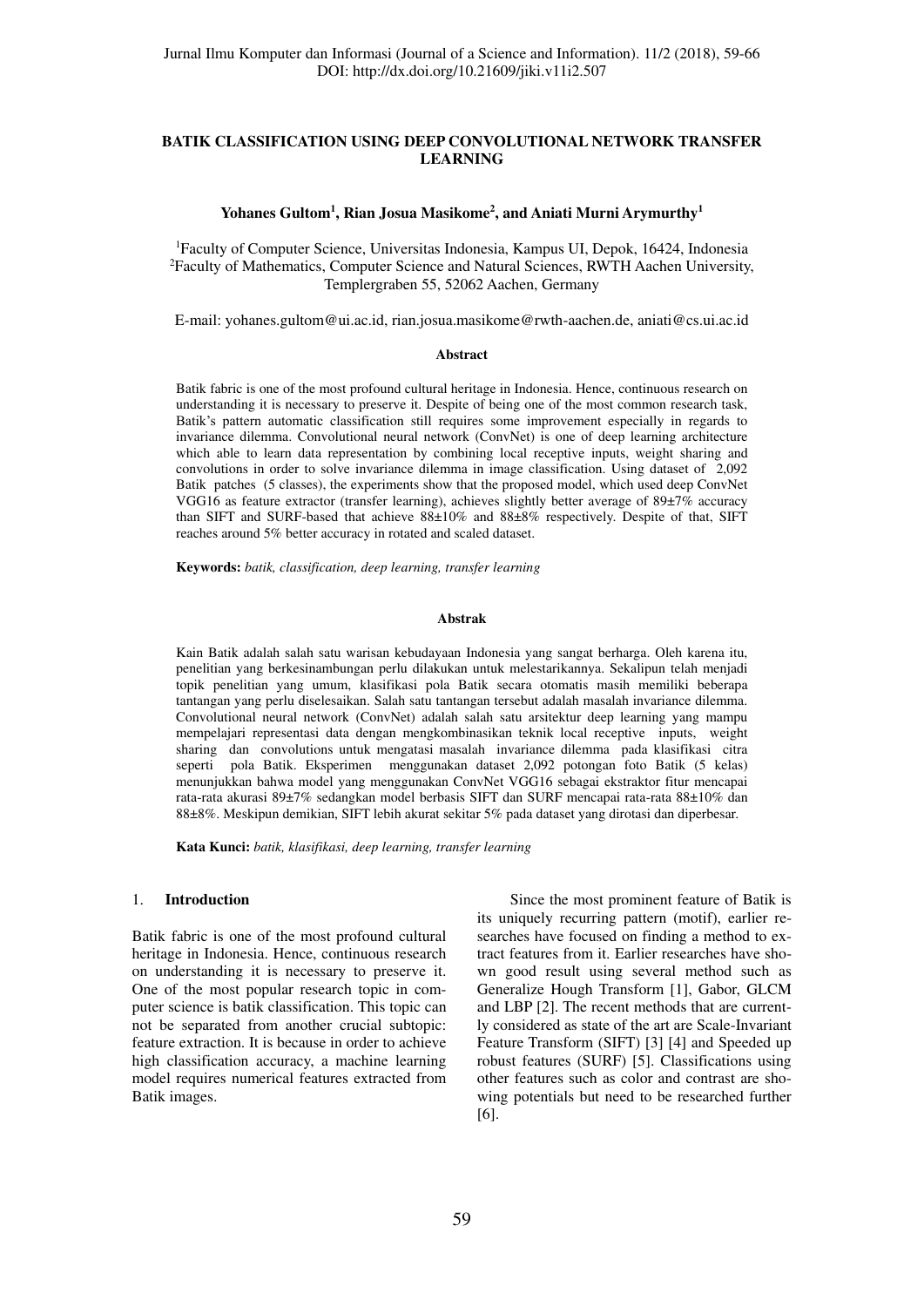# BATIK CLASSIFICATION USING DEEP CONVOLUTIONAL NETWORK TRANSFER LEARNING

**Yohanes Gultom[1], Rian Josua Masikome[2], and Aniati Murni Arymurthy[1]**

[1]Faculty of Computer Science, Universitas Indonesia, Kampus UI, Depok, 16424, Indonesia
[2]Faculty of Mathematics, Computer Science and Natural Sciences, RWTH Aachen University, Templergraben 55, 52062 Aachen, Germany

E-mail: yohanes.gultom@ui.ac.id, rian.josua.masikome@rwth-aachen.de, aniati@cs.ui.ac.id

## Abstract

Batik fabric is one of the most profound cultural heritage in Indonesia. Hence, continuous research on understanding it is necessary to preserve it. Despite of being one of the most common research task, Batik's pattern automatic classification still requires some improvement especially in regards to invariance dilemma. Convolutional neural network (ConvNet) is one of deep learning architecture which able to learn data representation by combining local receptive inputs, weight sharing and convolutions in order to solve invariance dilemma in image classification. Using dataset of 2,092 Batik patches (5 classes), the experiments show that the proposed model, which used deep ConvNet VGG16 as feature extractor (transfer learning), achieves slightly better average of 89±7% accuracy than SIFT and SURF-based that achieve 88±10% and 88±8% respectively. Despite of that, SIFT reaches around 5% better accuracy in rotated and scaled dataset.

**Keywords:** *batik, classification, deep learning, transfer learning*

## Abstrak

Kain Batik adalah salah satu warisan kebudayaan Indonesia yang sangat berharga. Oleh karena itu, penelitian yang berkesinambungan perlu dilakukan untuk melestarikannya. Sekalipun telah menjadi topik penelitian yang umum, klasifikasi pola Batik secara otomatis masih memiliki beberapa tantangan yang perlu diselesaikan. Salah satu tantangan tersebut adalah masalah invariance dilemma. Convolutional neural network (ConvNet) adalah salah satu arsitektur deep learning yang mampu mempelajari representasi data dengan mengkombinasikan teknik local receptive inputs, weight sharing dan convolutions untuk mengatasi masalah invariance dilemma pada klasifikasi citra seperti pola Batik. Eksperimen menggunakan dataset 2,092 potongan foto Batik (5 kelas) menunjukkan bahwa model yang menggunakan ConvNet VGG16 sebagai ekstraktor fitur mencapai rata-rata akurasi 89±7% sedangkan model berbasis SIFT dan SURF mencapai rata-rata 88±10% dan 88±8%. Meskipun demikian, SIFT lebih akurat sekitar 5% pada dataset yang dirotasi dan diperbesar.

**Kata Kunci:** *batik, klasifikasi, deep learning, transfer learning*

## 1. Introduction

Batik fabric is one of the most profound cultural heritage in Indonesia. Hence, continuous research on understanding it is necessary to preserve it. One of the most popular research topic in computer science is batik classification. This topic can not be separated from another crucial subtopic: feature extraction. It is because in order to achieve high classification accuracy, a machine learning model requires numerical features extracted from Batik images.

Since the most prominent feature of Batik is its uniquely recurring pattern (motif), earlier researches have focused on finding a method to extract features from it. Earlier researches have shown good result using several method such as Generalize Hough Transform [1], Gabor, GLCM and LBP [2]. The recent methods that are currently considered as state of the art are Scale-Invariant Feature Transform (SIFT) [3] [4] and Speeded up robust features (SURF) [5]. Classifications using other features such as color and contrast are showing potentials but need to be researched further [6].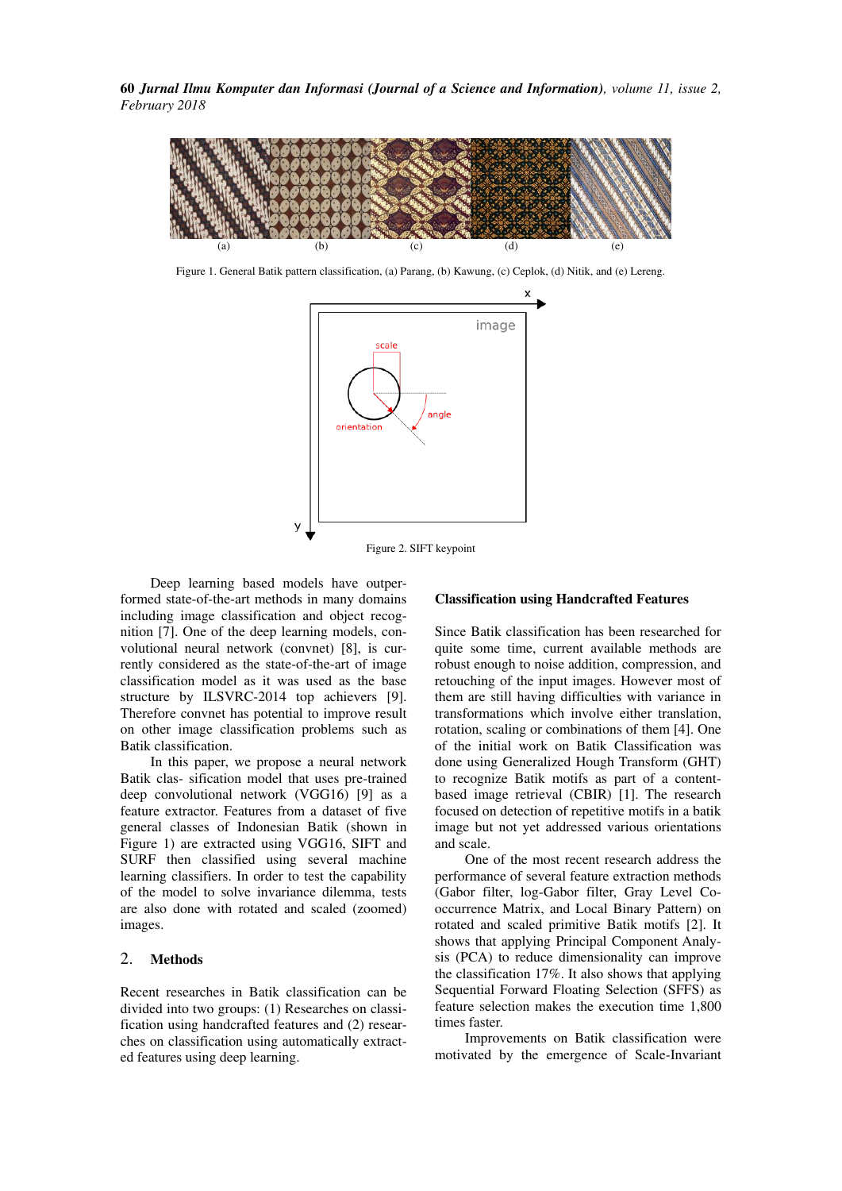Figure 1. General Batik pattern classification, (a) Parang, (b) Kawung, (c) Ceplok, (d) Nitik, and (e) Lereng.

Figure 2. SIFT keypoint

Deep learning based models have outperformed state-of-the-art methods in many domains including image classification and object recognition [7]. One of the deep learning models, convolutional neural network (convnet) [8], is currently considered as the state-of-the-art of image classification model as it was used as the base structure by ILSVRC-2014 top achievers [9]. Therefore convnet has potential to improve result on other image classification problems such as Batik classification.

In this paper, we propose a neural network Batik clas- sification model that uses pre-trained deep convolutional network (VGG16) [9] as a feature extractor. Features from a dataset of five general classes of Indonesian Batik (shown in Figure 1) are extracted using VGG16, SIFT and SURF then classified using several machine learning classifiers. In order to test the capability of the model to solve invariance dilemma, tests are also done with rotated and scaled (zoomed) images.

## 2. Methods

Recent researches in Batik classification can be divided into two groups: (1) Researches on classification using handcrafted features and (2) researches on classification using automatically extracted features using deep learning.

### Classification using Handcrafted Features

Since Batik classification has been researched for quite some time, current available methods are robust enough to noise addition, compression, and retouching of the input images. However most of them are still having difficulties with variance in transformations which involve either translation, rotation, scaling or combinations of them [4]. One of the initial work on Batik Classification was done using Generalized Hough Transform (GHT) to recognize Batik motifs as part of a content-based image retrieval (CBIR) [1]. The research focused on detection of repetitive motifs in a batik image but not yet addressed various orientations and scale.

One of the most recent research address the performance of several feature extraction methods (Gabor filter, log-Gabor filter, Gray Level Co-occurrence Matrix, and Local Binary Pattern) on rotated and scaled primitive Batik motifs [2]. It shows that applying Principal Component Analysis (PCA) to reduce dimensionality can improve the classification 17%. It also shows that applying Sequential Forward Floating Selection (SFFS) as feature selection makes the execution time 1,800 times faster.

Improvements on Batik classification were motivated by the emergence of Scale-Invariant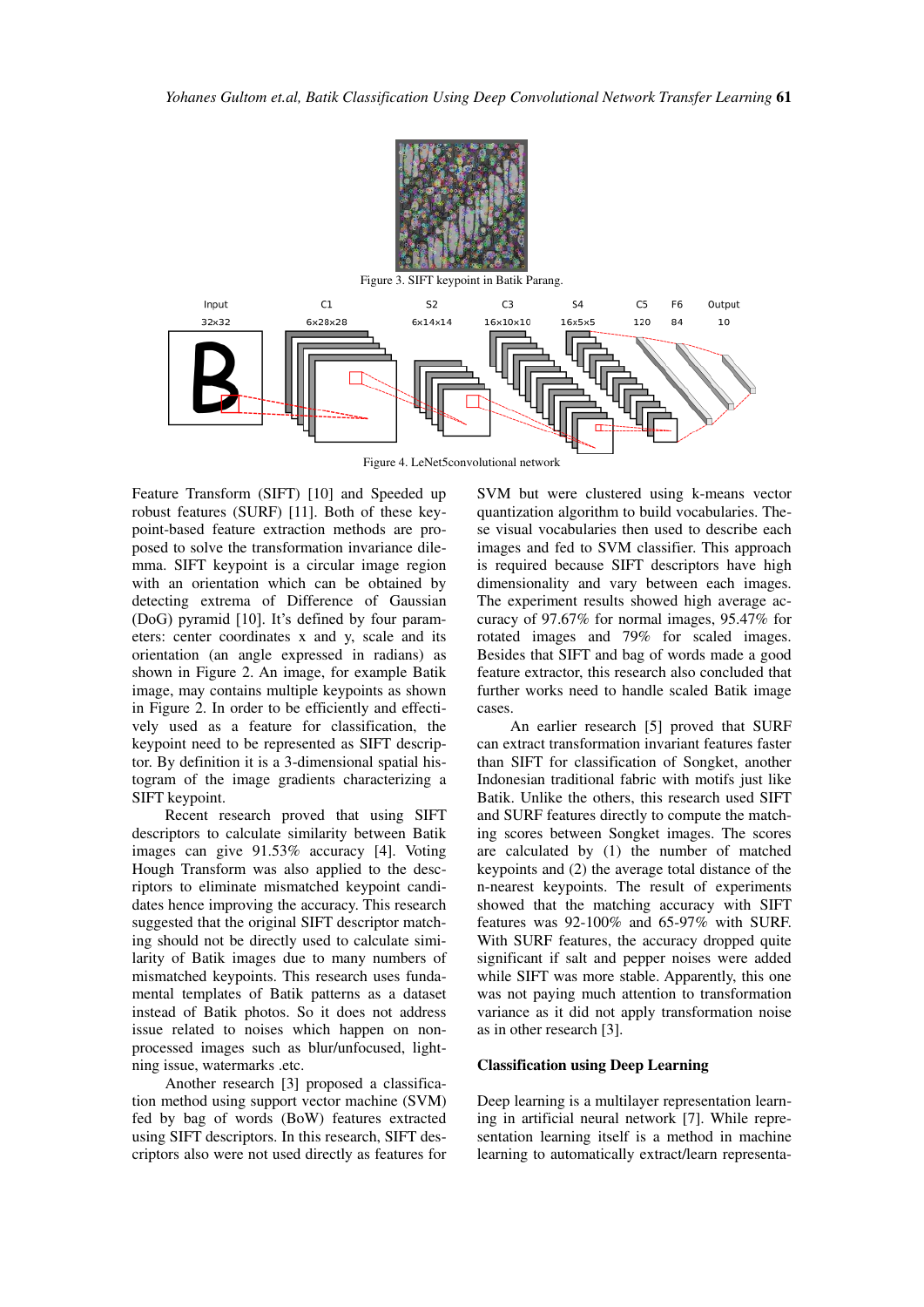Figure 3. SIFT keypoint in Batik Parang.

Figure 4. LeNet5convolutional network

Feature Transform (SIFT) [10] and Speeded up robust features (SURF) [11]. Both of these keypoint-based feature extraction methods are proposed to solve the transformation invariance dilemma. SIFT keypoint is a circular image region with an orientation which can be obtained by detecting extrema of Difference of Gaussian (DoG) pyramid [10]. It's defined by four parameters: center coordinates x and y, scale and its orientation (an angle expressed in radians) as shown in Figure 2. An image, for example Batik image, may contains multiple keypoints as shown in Figure 2. In order to be efficiently and effectively used as a feature for classification, the keypoint need to be represented as SIFT descriptor. By definition it is a 3-dimensional spatial histogram of the image gradients characterizing a SIFT keypoint.

Recent research proved that using SIFT descriptors to calculate similarity between Batik images can give 91.53% accuracy [4]. Voting Hough Transform was also applied to the descriptors to eliminate mismatched keypoint candidates hence improving the accuracy. This research suggested that the original SIFT descriptor matching should not be directly used to calculate similarity of Batik images due to many numbers of mismatched keypoints. This research uses fundamental templates of Batik patterns as a dataset instead of Batik photos. So it does not address issue related to noises which happen on non-processed images such as blur/unfocused, lightning issue, watermarks .etc.

Another research [3] proposed a classification method using support vector machine (SVM) fed by bag of words (BoW) features extracted using SIFT descriptors. In this research, SIFT descriptors also were not used directly as features for SVM but were clustered using k-means vector quantization algorithm to build vocabularies. These visual vocabularies then used to describe each images and fed to SVM classifier. This approach is required because SIFT descriptors have high dimensionality and vary between each images. The experiment results showed high average accuracy of 97.67% for normal images, 95.47% for rotated images and 79% for scaled images. Besides that SIFT and bag of words made a good feature extractor, this research also concluded that further works need to handle scaled Batik image cases.

An earlier research [5] proved that SURF can extract transformation invariant features faster than SIFT for classification of Songket, another Indonesian traditional fabric with motifs just like Batik. Unlike the others, this research used SIFT and SURF features directly to compute the matching scores between Songket images. The scores are calculated by (1) the number of matched keypoints and (2) the average total distance of the n-nearest keypoints. The result of experiments showed that the matching accuracy with SIFT features was 92-100% and 65-97% with SURF. With SURF features, the accuracy dropped quite significant if salt and pepper noises were added while SIFT was more stable. Apparently, this one was not paying much attention to transformation variance as it did not apply transformation noise as in other research [3].

### Classification using Deep Learning

Deep learning is a multilayer representation learning in artificial neural network [7]. While representation learning itself is a method in machine learning to automatically extract/learn representa-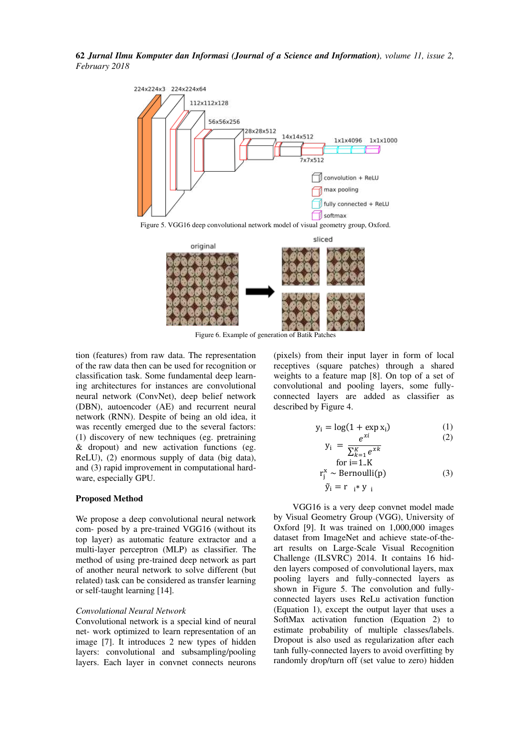Figure 5. VGG16 deep convolutional network model of visual geometry group, Oxford.

Figure 6. Example of generation of Batik Patches

tion (features) from raw data. The representation of the raw data then can be used for recognition or classification task. Some fundamental deep learning architectures for instances are convolutional neural network (ConvNet), deep belief network (DBN), autoencoder (AE) and recurrent neural network (RNN). Despite of being an old idea, it was recently emerged due to the several factors: (1) discovery of new techniques (eg. pretraining & dropout) and new activation functions (eg. ReLU), (2) enormous supply of data (big data), and (3) rapid improvement in computational hardware, especially GPU.

## Proposed Method

We propose a deep convolutional neural network com- posed by a pre-trained VGG16 (without its top layer) as automatic feature extractor and a multi-layer perceptron (MLP) as classifier. The method of using pre-trained deep network as part of another neural network to solve different (but related) task can be considered as transfer learning or self-taught learning [14].

### *Convolutional Neural Network*

Convolutional network is a special kind of neural net- work optimized to learn representation of an image [7]. It introduces 2 new types of hidden layers: convolutional and subsampling/pooling layers. Each layer in convnet connects neurons (pixels) from their input layer in form of local receptives (square patches) through a shared weights to a feature map [8]. On top of a set of convolutional and pooling layers, some fully-connected layers are added as classifier as described by Figure 4.

$$y_i = \log(1 + \exp x_i) \quad (1)$$

$$y_i = \frac{e^{x_i}}{\sum_{k=1}^{K} e^{x_k}} \quad (2)$$

$$\text{for } i=1..K$$

$$r_j^x \sim \text{Bernoulli}(p) \quad (3)$$

$$\tilde{y}_i = r_i * y_i$$

VGG16 is a very deep convnet model made by Visual Geometry Group (VGG), University of Oxford [9]. It was trained on 1,000,000 images dataset from ImageNet and achieve state-of-the-art results on Large-Scale Visual Recognition Challenge (ILSVRC) 2014. It contains 16 hidden layers composed of convolutional layers, max pooling layers and fully-connected layers as shown in Figure 5. The convolution and fully-connected layers uses ReLu activation function (Equation 1), except the output layer that uses a SoftMax activation function (Equation 2) to estimate probability of multiple classes/labels. Dropout is also used as regularization after each tanh fully-connected layers to avoid overfitting by randomly drop/turn off (set value to zero) hidden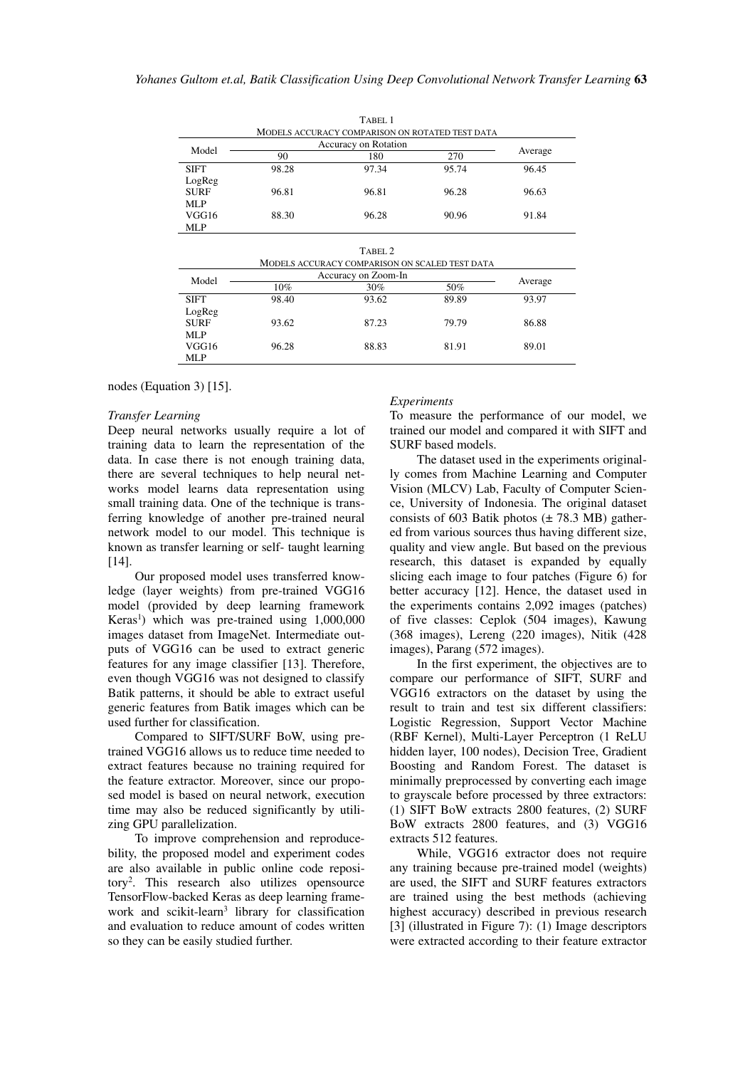TABEL 1
MODELS ACCURACY COMPARISON ON ROTATED TEST DATA

| Model | Accuracy on Rotation | | | Average |
|---|---|---|---|---|
| | 90 | 180 | 270 | |
| SIFT LogReg | 98.28 | 97.34 | 95.74 | 96.45 |
| SURF MLP | 96.81 | 96.81 | 96.28 | 96.63 |
| VGG16 MLP | 88.30 | 96.28 | 90.96 | 91.84 |

TABEL 2
MODELS ACCURACY COMPARISON ON SCALED TEST DATA

| Model | Accuracy on Zoom-In | | | Average |
|---|---|---|---|---|
| | 10% | 30% | 50% | |
| SIFT LogReg | 98.40 | 93.62 | 89.89 | 93.97 |
| SURF MLP | 93.62 | 87.23 | 79.79 | 86.88 |
| VGG16 MLP | 96.28 | 88.83 | 81.91 | 89.01 |

nodes (Equation 3) [15].

*Transfer Learning*

Deep neural networks usually require a lot of training data to learn the representation of the data. In case there is not enough training data, there are several techniques to help neural networks model learns data representation using small training data. One of the technique is transferring knowledge of another pre-trained neural network model to our model. This technique is known as transfer learning or self- taught learning [14].

Our proposed model uses transferred knowledge (layer weights) from pre-trained VGG16 model (provided by deep learning framework Keras[1]) which was pre-trained using 1,000,000 images dataset from ImageNet. Intermediate outputs of VGG16 can be used to extract generic features for any image classifier [13]. Therefore, even though VGG16 was not designed to classify Batik patterns, it should be able to extract useful generic features from Batik images which can be used further for classification.

Compared to SIFT/SURF BoW, using pre-trained VGG16 allows us to reduce time needed to extract features because no training required for the feature extractor. Moreover, since our proposed model is based on neural network, execution time may also be reduced significantly by utilizing GPU parallelization.

To improve comprehension and reproducebility, the proposed model and experiment codes are also available in public online code repository[2]. This research also utilizes opensource TensorFlow-backed Keras as deep learning framework and scikit-learn[3] library for classification and evaluation to reduce amount of codes written so they can be easily studied further.

*Experiments*

To measure the performance of our model, we trained our model and compared it with SIFT and SURF based models.

The dataset used in the experiments originally comes from Machine Learning and Computer Vision (MLCV) Lab, Faculty of Computer Science, University of Indonesia. The original dataset consists of 603 Batik photos (± 78.3 MB) gathered from various sources thus having different size, quality and view angle. But based on the previous research, this dataset is expanded by equally slicing each image to four patches (Figure 6) for better accuracy [12]. Hence, the dataset used in the experiments contains 2,092 images (patches) of five classes: Ceplok (504 images), Kawung (368 images), Lereng (220 images), Nitik (428 images), Parang (572 images).

In the first experiment, the objectives are to compare our performance of SIFT, SURF and VGG16 extractors on the dataset by using the result to train and test six different classifiers: Logistic Regression, Support Vector Machine (RBF Kernel), Multi-Layer Perceptron (1 ReLU hidden layer, 100 nodes), Decision Tree, Gradient Boosting and Random Forest. The dataset is minimally preprocessed by converting each image to grayscale before processed by three extractors: (1) SIFT BoW extracts 2800 features, (2) SURF BoW extracts 2800 features, and (3) VGG16 extracts 512 features.

While, VGG16 extractor does not require any training because pre-trained model (weights) are used, the SIFT and SURF features extractors are trained using the best methods (achieving highest accuracy) described in previous research [3] (illustrated in Figure 7): (1) Image descriptors were extracted according to their feature extractor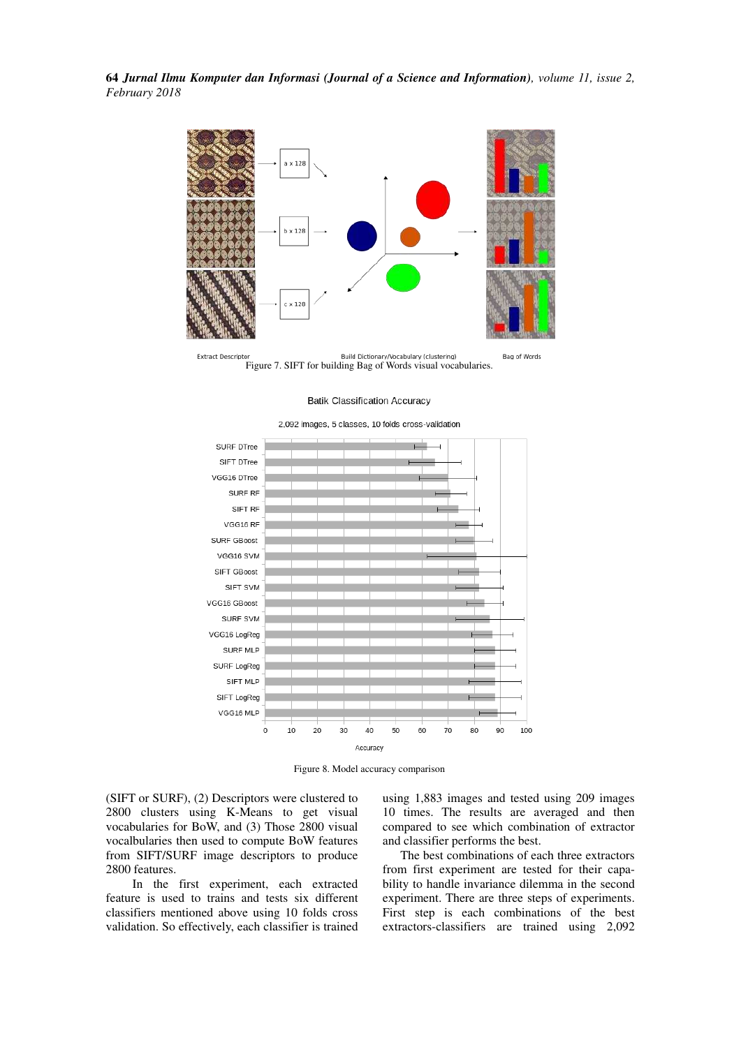Figure 7. SIFT for building Bag of Words visual vocabularies.

Figure 8. Model accuracy comparison

(SIFT or SURF), (2) Descriptors were clustered to 2800 clusters using K-Means to get visual vocabularies for BoW, and (3) Those 2800 visual vocalbularies then used to compute BoW features from SIFT/SURF image descriptors to produce 2800 features.

In the first experiment, each extracted feature is used to trains and tests six different classifiers mentioned above using 10 folds cross validation. So effectively, each classifier is trained using 1,883 images and tested using 209 images 10 times. The results are averaged and then compared to see which combination of extractor and classifier performs the best.

The best combinations of each three extractors from first experiment are tested for their capability to handle invariance dilemma in the second experiment. There are three steps of experiments. First step is each combinations of the best extractors-classifiers are trained using 2,092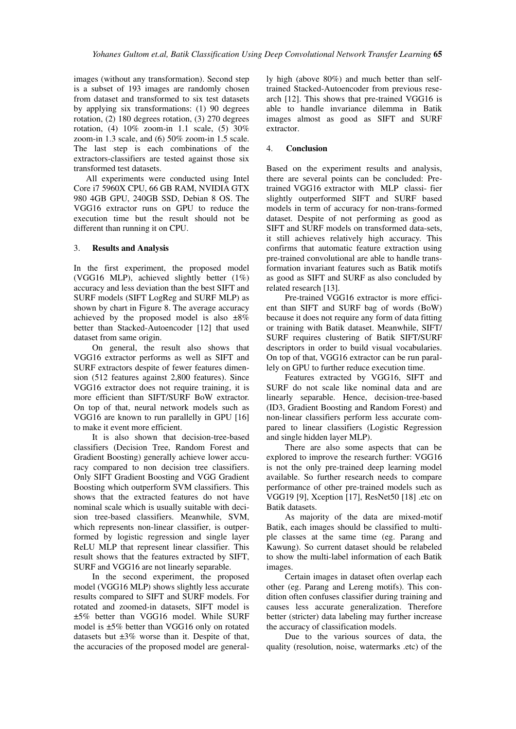images (without any transformation). Second step is a subset of 193 images are randomly chosen from dataset and transformed to six test datasets by applying six transformations: (1) 90 degrees rotation, (2) 180 degrees rotation, (3) 270 degrees rotation, (4) 10% zoom-in 1.1 scale, (5) 30% zoom-in 1.3 scale, and (6) 50% zoom-in 1.5 scale. The last step is each combinations of the extractors-classifiers are tested against those six transformed test datasets.

All experiments were conducted using Intel Core i7 5960X CPU, 66 GB RAM, NVIDIA GTX 980 4GB GPU, 240GB SSD, Debian 8 OS. The VGG16 extractor runs on GPU to reduce the execution time but the result should not be different than running it on CPU.

## 3. Results and Analysis

In the first experiment, the proposed model (VGG16 MLP), achieved slightly better (1%) accuracy and less deviation than the best SIFT and SURF models (SIFT LogReg and SURF MLP) as shown by chart in Figure 8. The average accuracy achieved by the proposed model is also ±8% better than Stacked-Autoencoder [12] that used dataset from same origin.

On general, the result also shows that VGG16 extractor performs as well as SIFT and SURF extractors despite of fewer features dimension (512 features against 2,800 features). Since VGG16 extractor does not require training, it is more efficient than SIFT/SURF BoW extractor. On top of that, neural network models such as VGG16 are known to run parallelly in GPU [16] to make it event more efficient.

It is also shown that decision-tree-based classifiers (Decision Tree, Random Forest and Gradient Boosting) generally achieve lower accuracy compared to non decision tree classifiers. Only SIFT Gradient Boosting and VGG Gradient Boosting which outperform SVM classifiers. This shows that the extracted features do not have nominal scale which is usually suitable with decision tree-based classifiers. Meanwhile, SVM, which represents non-linear classifier, is outperformed by logistic regression and single layer ReLU MLP that represent linear classifier. This result shows that the features extracted by SIFT, SURF and VGG16 are not linearly separable.

In the second experiment, the proposed model (VGG16 MLP) shows slightly less accurate results compared to SIFT and SURF models. For rotated and zoomed-in datasets, SIFT model is ±5% better than VGG16 model. While SURF model is ±5% better than VGG16 only on rotated datasets but ±3% worse than it. Despite of that, the accuracies of the proposed model are generally high (above 80%) and much better than self-trained Stacked-Autoencoder from previous research [12]. This shows that pre-trained VGG16 is able to handle invariance dilemma in Batik images almost as good as SIFT and SURF extractor.

## 4. Conclusion

Based on the experiment results and analysis, there are several points can be concluded: Pre-trained VGG16 extractor with MLP classifier slightly outperformed SIFT and SURF based models in term of accuracy for non-trans-formed dataset. Despite of not performing as good as SIFT and SURF models on transformed data-sets, it still achieves relatively high accuracy. This confirms that automatic feature extraction using pre-trained convolutional are able to handle transformation invariant features such as Batik motifs as good as SIFT and SURF as also concluded by related research [13].

Pre-trained VGG16 extractor is more efficient than SIFT and SURF bag of words (BoW) because it does not require any form of data fitting or training with Batik dataset. Meanwhile, SIFT/SURF requires clustering of Batik SIFT/SURF descriptors in order to build visual vocabularies. On top of that, VGG16 extractor can be run parallely on GPU to further reduce execution time.

Features extracted by VGG16, SIFT and SURF do not scale like nominal data and are linearly separable. Hence, decision-tree-based (ID3, Gradient Boosting and Random Forest) and non-linear classifiers perform less accurate compared to linear classifiers (Logistic Regression and single hidden layer MLP).

There are also some aspects that can be explored to improve the research further: VGG16 is not the only pre-trained deep learning model available. So further research needs to compare performance of other pre-trained models such as VGG19 [9], Xception [17], ResNet50 [18] .etc on Batik datasets.

As majority of the data are mixed-motif Batik, each images should be classified to multiple classes at the same time (eg. Parang and Kawung). So current dataset should be relabeled to show the multi-label information of each Batik images.

Certain images in dataset often overlap each other (eg. Parang and Lereng motifs). This condition often confuses classifier during training and causes less accurate generalization. Therefore better (stricter) data labeling may further increase the accuracy of classification models.

Due to the various sources of data, the quality (resolution, noise, watermarks .etc) of the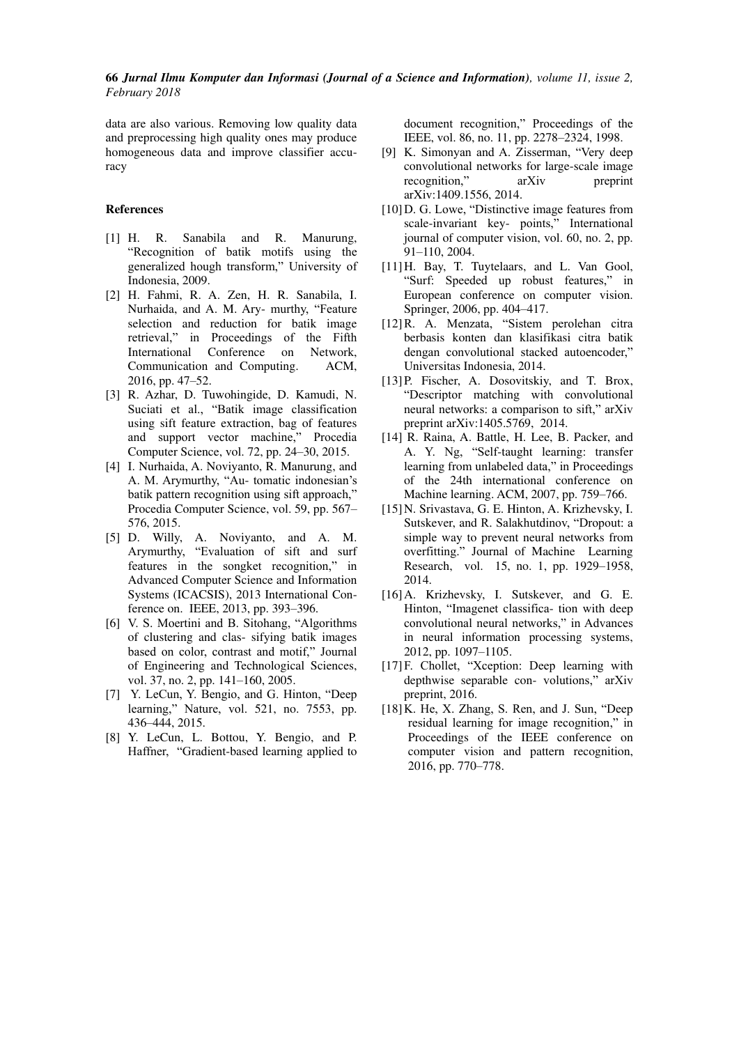data are also various. Removing low quality data and preprocessing high quality ones may produce homogeneous data and improve classifier accuracy

## References

[1] H. R. Sanabila and R. Manurung, "Recognition of batik motifs using the generalized hough transform," University of Indonesia, 2009.

[2] H. Fahmi, R. A. Zen, H. R. Sanabila, I. Nurhaida, and A. M. Ary- murthy, "Feature selection and reduction for batik image retrieval," in Proceedings of the Fifth International Conference on Network, Communication and Computing. ACM, 2016, pp. 47–52.

[3] R. Azhar, D. Tuwohingide, D. Kamudi, N. Suciati et al., "Batik image classification using sift feature extraction, bag of features and support vector machine," Procedia Computer Science, vol. 72, pp. 24–30, 2015.

[4] I. Nurhaida, A. Noviyanto, R. Manurung, and A. M. Arymurthy, "Au- tomatic indonesian's batik pattern recognition using sift approach," Procedia Computer Science, vol. 59, pp. 567–576, 2015.

[5] D. Willy, A. Noviyanto, and A. M. Arymurthy, "Evaluation of sift and surf features in the songket recognition," in Advanced Computer Science and Information Systems (ICACSIS), 2013 International Conference on. IEEE, 2013, pp. 393–396.

[6] V. S. Moertini and B. Sitohang, "Algorithms of clustering and clas- sifying batik images based on color, contrast and motif," Journal of Engineering and Technological Sciences, vol. 37, no. 2, pp. 141–160, 2005.

[7] Y. LeCun, Y. Bengio, and G. Hinton, "Deep learning," Nature, vol. 521, no. 7553, pp. 436–444, 2015.

[8] Y. LeCun, L. Bottou, Y. Bengio, and P. Haffner, "Gradient-based learning applied to document recognition," Proceedings of the IEEE, vol. 86, no. 11, pp. 2278–2324, 1998.

[9] K. Simonyan and A. Zisserman, "Very deep convolutional networks for large-scale image recognition," arXiv preprint arXiv:1409.1556, 2014.

[10] D. G. Lowe, "Distinctive image features from scale-invariant key- points," International journal of computer vision, vol. 60, no. 2, pp. 91–110, 2004.

[11] H. Bay, T. Tuytelaars, and L. Van Gool, "Surf: Speeded up robust features," in European conference on computer vision. Springer, 2006, pp. 404–417.

[12] R. A. Menzata, "Sistem perolehan citra berbasis konten dan klasifikasi citra batik dengan convolutional stacked autoencoder," Universitas Indonesia, 2014.

[13] P. Fischer, A. Dosovitskiy, and T. Brox, "Descriptor matching with convolutional neural networks: a comparison to sift," arXiv preprint arXiv:1405.5769, 2014.

[14] R. Raina, A. Battle, H. Lee, B. Packer, and A. Y. Ng, "Self-taught learning: transfer learning from unlabeled data," in Proceedings of the 24th international conference on Machine learning. ACM, 2007, pp. 759–766.

[15] N. Srivastava, G. E. Hinton, A. Krizhevsky, I. Sutskever, and R. Salakhutdinov, "Dropout: a simple way to prevent neural networks from overfitting." Journal of Machine Learning Research, vol. 15, no. 1, pp. 1929–1958, 2014.

[16] A. Krizhevsky, I. Sutskever, and G. E. Hinton, "Imagenet classifica- tion with deep convolutional neural networks," in Advances in neural information processing systems, 2012, pp. 1097–1105.

[17] F. Chollet, "Xception: Deep learning with depthwise separable con- volutions," arXiv preprint, 2016.

[18] K. He, X. Zhang, S. Ren, and J. Sun, "Deep residual learning for image recognition," in Proceedings of the IEEE conference on computer vision and pattern recognition, 2016, pp. 770–778.